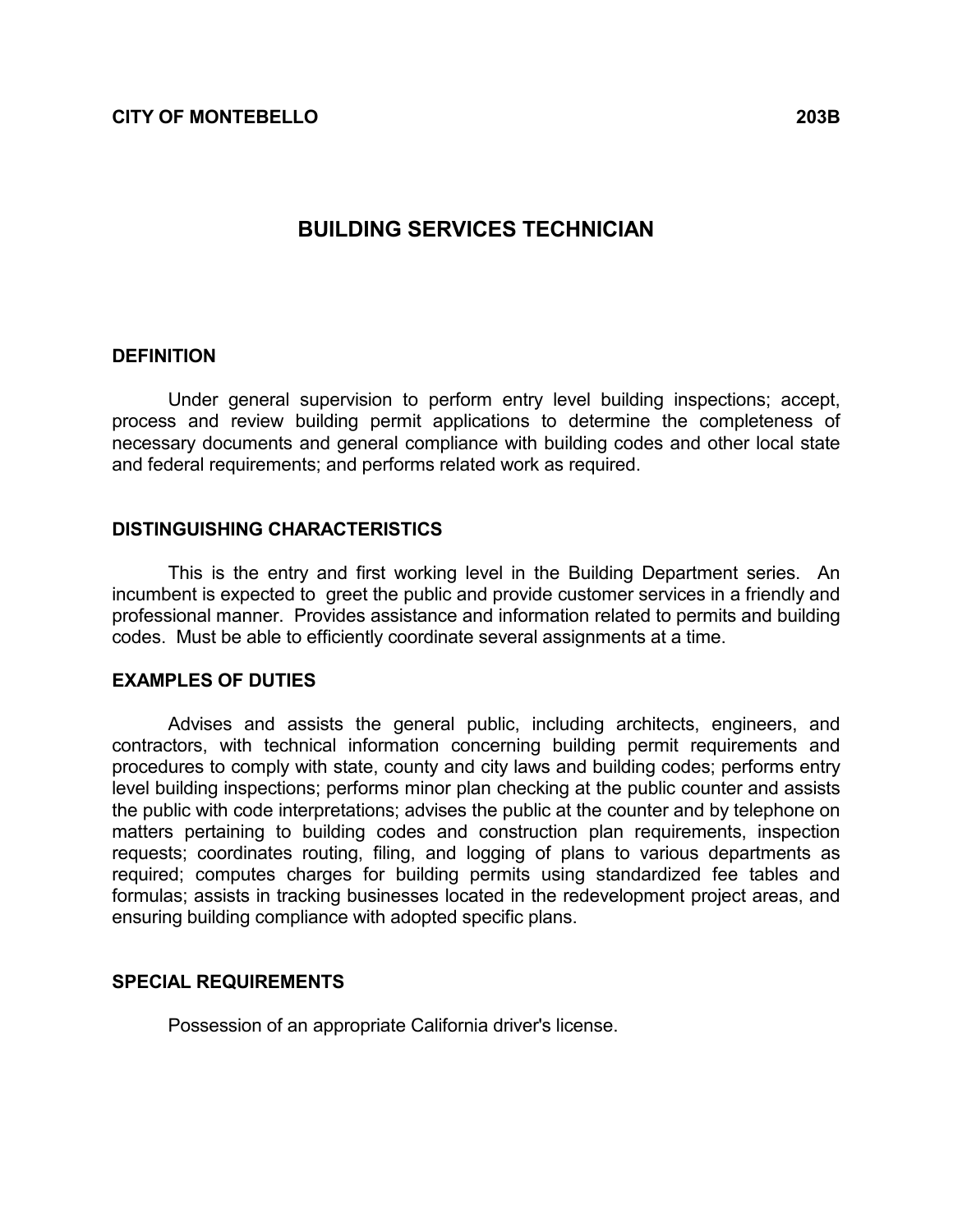**CITY OF MONTEBELLO** **203B**

# BUILDING SERVICES TECHNICIAN

## DEFINITION

Under general supervision to perform entry level building inspections; accept, process and review building permit applications to determine the completeness of necessary documents and general compliance with building codes and other local state and federal requirements; and performs related work as required.

## DISTINGUISHING CHARACTERISTICS

This is the entry and first working level in the Building Department series. An incumbent is expected to greet the public and provide customer services in a friendly and professional manner. Provides assistance and information related to permits and building codes. Must be able to efficiently coordinate several assignments at a time.

## EXAMPLES OF DUTIES

Advises and assists the general public, including architects, engineers, and contractors, with technical information concerning building permit requirements and procedures to comply with state, county and city laws and building codes; performs entry level building inspections; performs minor plan checking at the public counter and assists the public with code interpretations; advises the public at the counter and by telephone on matters pertaining to building codes and construction plan requirements, inspection requests; coordinates routing, filing, and logging of plans to various departments as required; computes charges for building permits using standardized fee tables and formulas; assists in tracking businesses located in the redevelopment project areas, and ensuring building compliance with adopted specific plans.

## SPECIAL REQUIREMENTS

Possession of an appropriate California driver's license.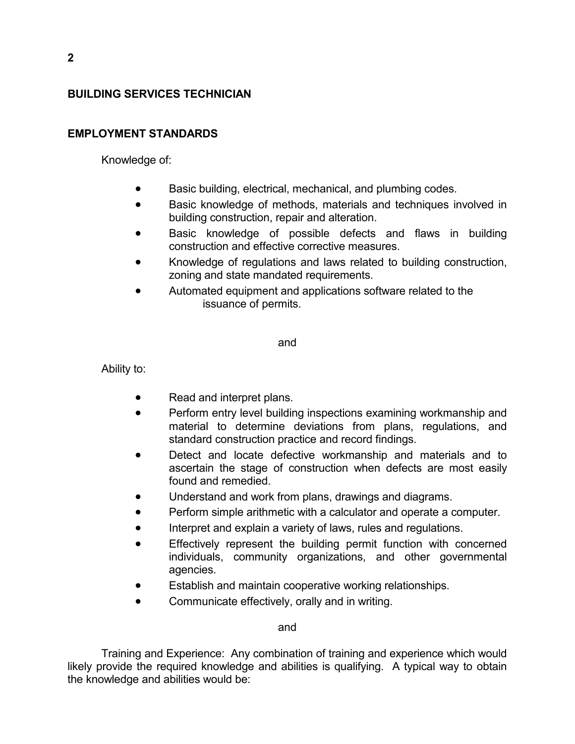## BUILDING SERVICES TECHNICIAN

## EMPLOYMENT STANDARDS

Knowledge of:

- Basic building, electrical, mechanical, and plumbing codes.
- Basic knowledge of methods, materials and techniques involved in building construction, repair and alteration.
- Basic knowledge of possible defects and flaws in building construction and effective corrective measures.
- Knowledge of regulations and laws related to building construction, zoning and state mandated requirements.
- Automated equipment and applications software related to the issuance of permits.

and

Ability to:

- Read and interpret plans.
- Perform entry level building inspections examining workmanship and material to determine deviations from plans, regulations, and standard construction practice and record findings.
- Detect and locate defective workmanship and materials and to ascertain the stage of construction when defects are most easily found and remedied.
- Understand and work from plans, drawings and diagrams.
- Perform simple arithmetic with a calculator and operate a computer.
- Interpret and explain a variety of laws, rules and regulations.
- Effectively represent the building permit function with concerned individuals, community organizations, and other governmental agencies.
- Establish and maintain cooperative working relationships.
- Communicate effectively, orally and in writing.

and

Training and Experience: Any combination of training and experience which would likely provide the required knowledge and abilities is qualifying. A typical way to obtain the knowledge and abilities would be: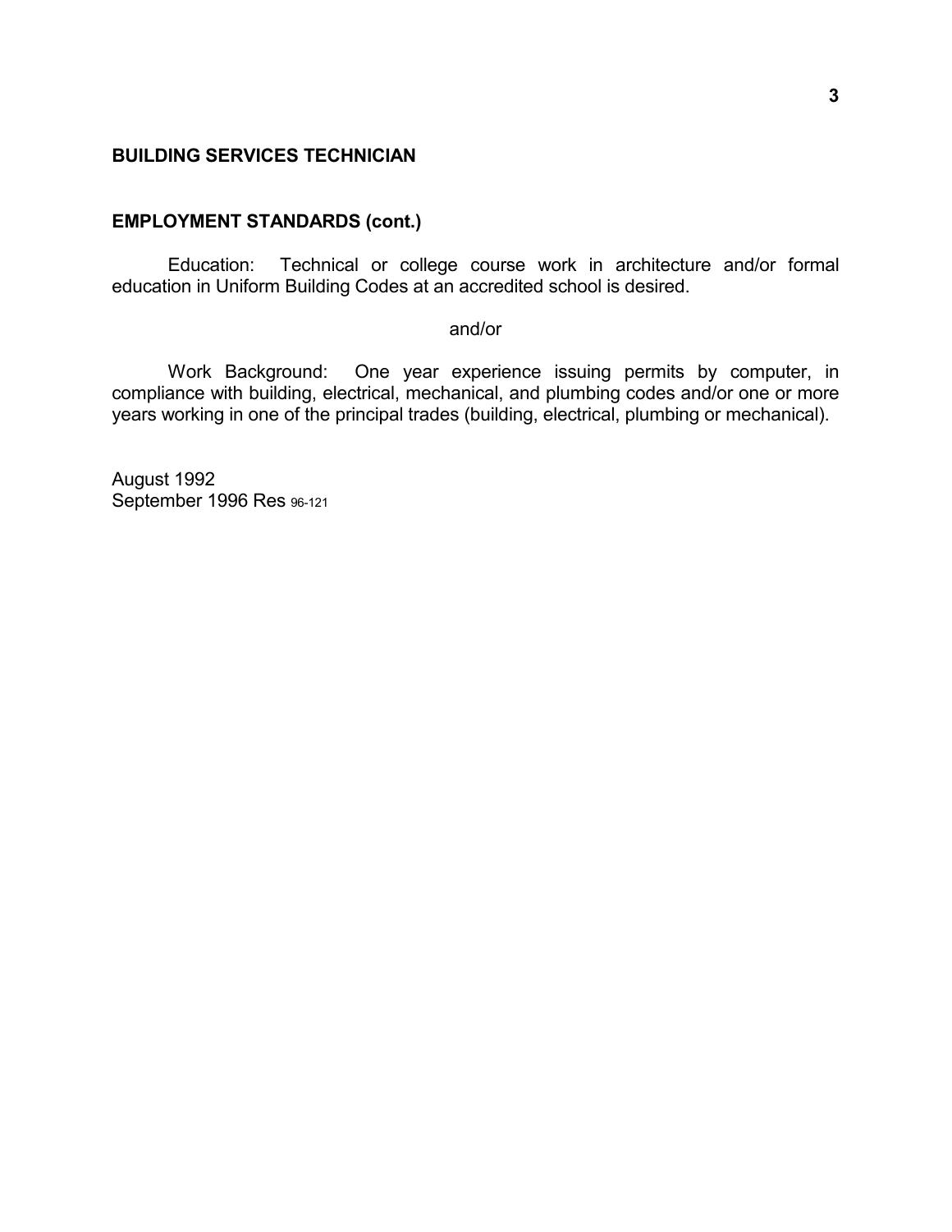**BUILDING SERVICES TECHNICIAN**

**EMPLOYMENT STANDARDS (cont.)**

Education: Technical or college course work in architecture and/or formal education in Uniform Building Codes at an accredited school is desired.

and/or

Work Background: One year experience issuing permits by computer, in compliance with building, electrical, mechanical, and plumbing codes and/or one or more years working in one of the principal trades (building, electrical, plumbing or mechanical).

August 1992
September 1996 Res 96-121